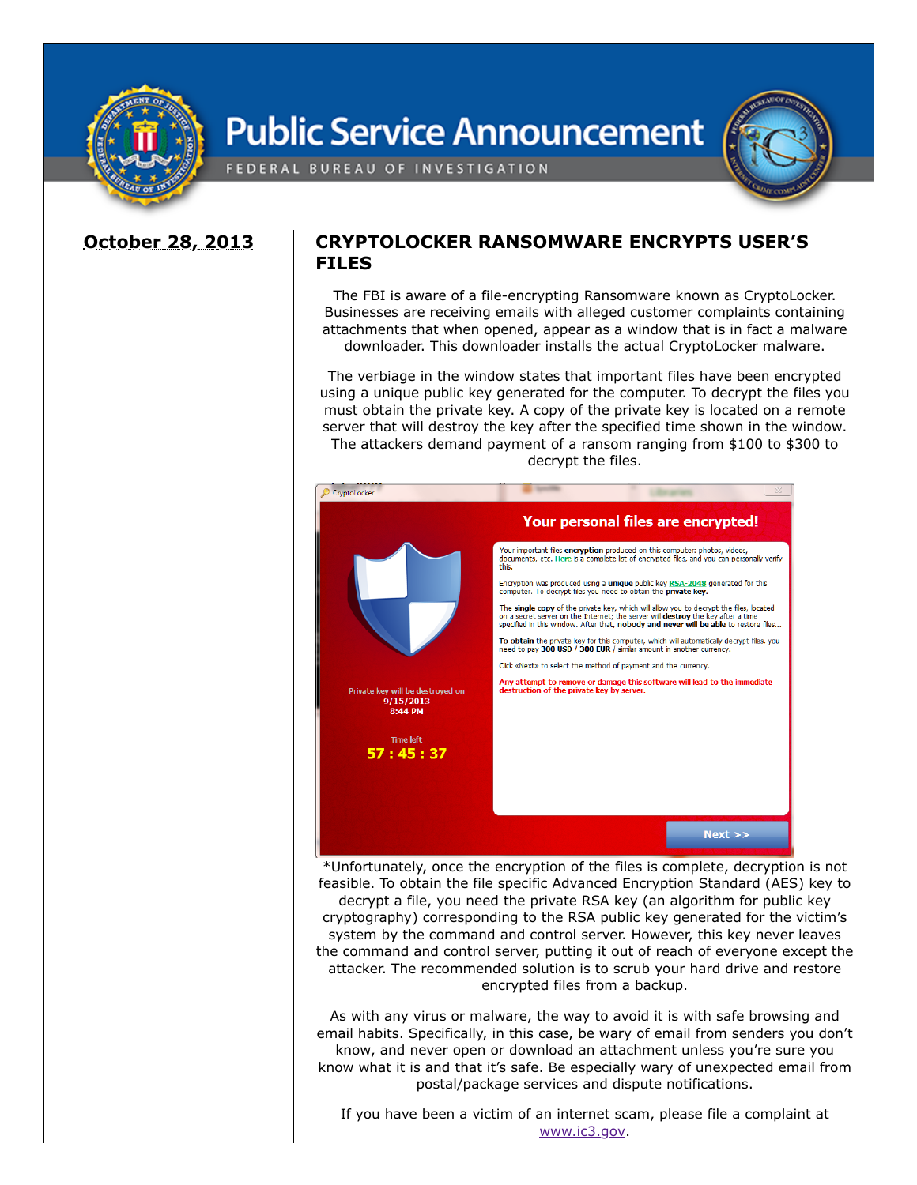# Public Service Announcement

FEDERAL BUREAU OF INVESTIGATION

**October 28, 2013**

## CRYPTOLOCKER RANSOMWARE ENCRYPTS USER'S FILES

The FBI is aware of a file-encrypting Ransomware known as CryptoLocker. Businesses are receiving emails with alleged customer complaints containing attachments that when opened, appear as a window that is in fact a malware downloader. This downloader installs the actual CryptoLocker malware.

The verbiage in the window states that important files have been encrypted using a unique public key generated for the computer. To decrypt the files you must obtain the private key. A copy of the private key is located on a remote server that will destroy the key after the specified time shown in the window. The attackers demand payment of a ransom ranging from $100 to $300 to decrypt the files.

*Unfortunately, once the encryption of the files is complete, decryption is not feasible. To obtain the file specific Advanced Encryption Standard (AES) key to decrypt a file, you need the private RSA key (an algorithm for public key cryptography) corresponding to the RSA public key generated for the victim's system by the command and control server. However, this key never leaves the command and control server, putting it out of reach of everyone except the attacker. The recommended solution is to scrub your hard drive and restore encrypted files from a backup.

As with any virus or malware, the way to avoid it is with safe browsing and email habits. Specifically, in this case, be wary of email from senders you don't know, and never open or download an attachment unless you're sure you know what it is and that it's safe. Be especially wary of unexpected email from postal/package services and dispute notifications.

If you have been a victim of an internet scam, please file a complaint at www.ic3.gov.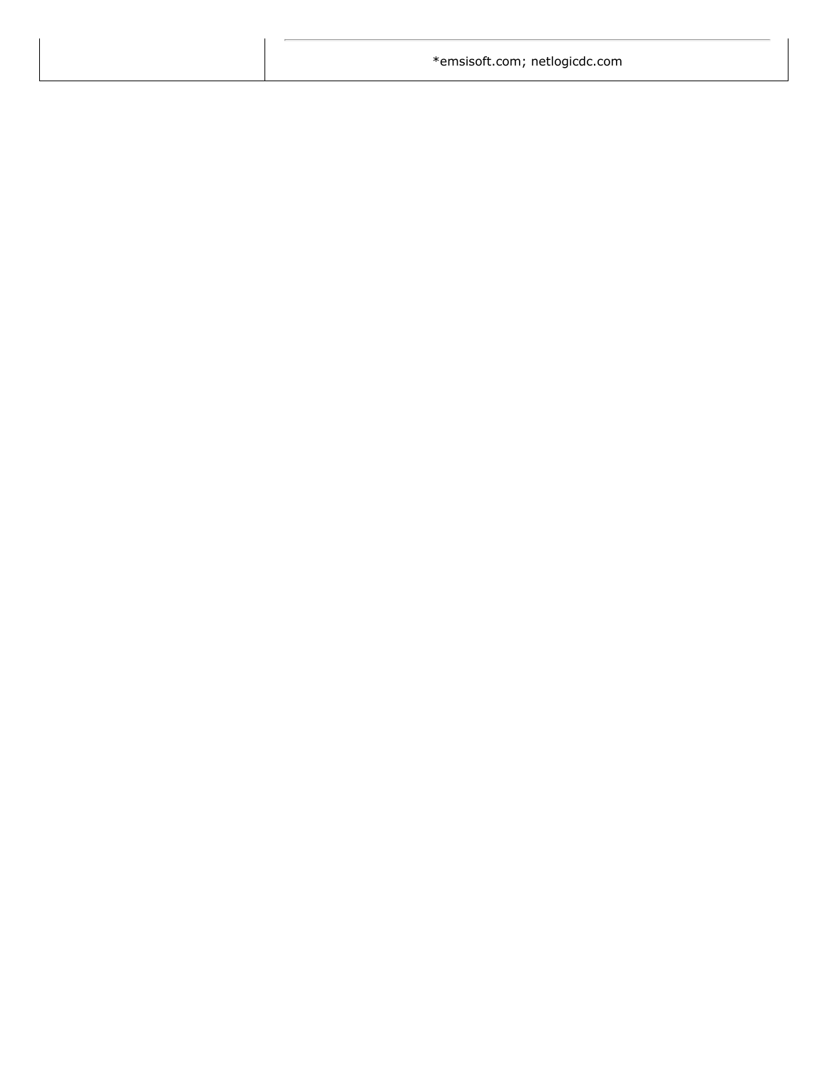| | |
|---|---|
| | *emsisoft.com; netlogicdc.com |